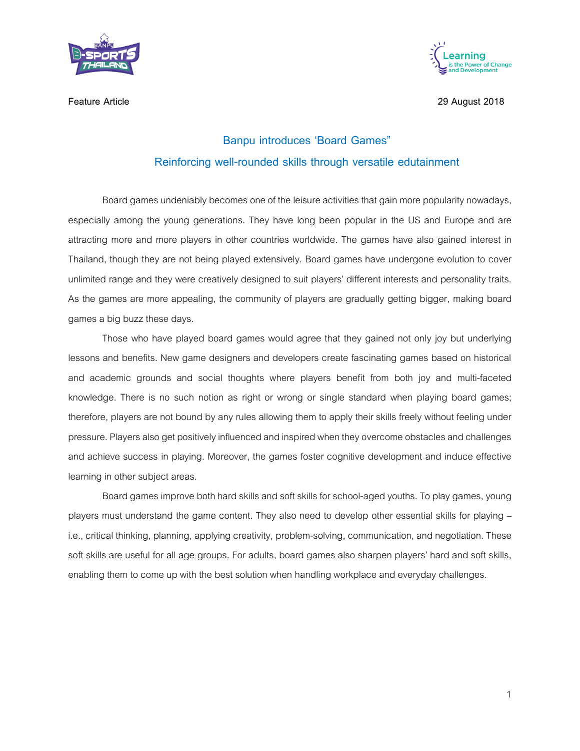Feature Article 29 August 2018

## Banpu introduces 'Board Games"

## Reinforcing well-rounded skills through versatile edutainment

Board games undeniably becomes one of the leisure activities that gain more popularity nowadays, especially among the young generations. They have long been popular in the US and Europe and are attracting more and more players in other countries worldwide. The games have also gained interest in Thailand, though they are not being played extensively. Board games have undergone evolution to cover unlimited range and they were creatively designed to suit players' different interests and personality traits. As the games are more appealing, the community of players are gradually getting bigger, making board games a big buzz these days.

Those who have played board games would agree that they gained not only joy but underlying lessons and benefits. New game designers and developers create fascinating games based on historical and academic grounds and social thoughts where players benefit from both joy and multi-faceted knowledge. There is no such notion as right or wrong or single standard when playing board games; therefore, players are not bound by any rules allowing them to apply their skills freely without feeling under pressure. Players also get positively influenced and inspired when they overcome obstacles and challenges and achieve success in playing. Moreover, the games foster cognitive development and induce effective learning in other subject areas.

Board games improve both hard skills and soft skills for school-aged youths. To play games, young players must understand the game content. They also need to develop other essential skills for playing – i.e., critical thinking, planning, applying creativity, problem-solving, communication, and negotiation. These soft skills are useful for all age groups. For adults, board games also sharpen players' hard and soft skills, enabling them to come up with the best solution when handling workplace and everyday challenges.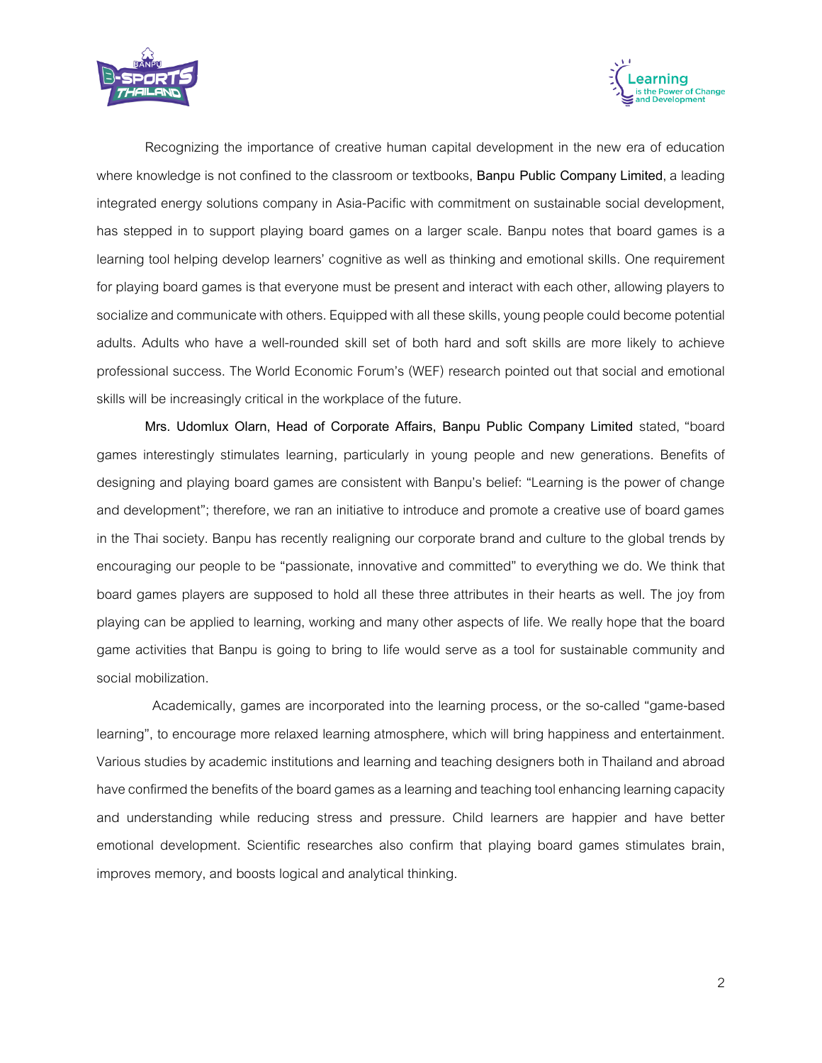Recognizing the importance of creative human capital development in the new era of education where knowledge is not confined to the classroom or textbooks, **Banpu Public Company Limited**, a leading integrated energy solutions company in Asia-Pacific with commitment on sustainable social development, has stepped in to support playing board games on a larger scale. Banpu notes that board games is a learning tool helping develop learners' cognitive as well as thinking and emotional skills. One requirement for playing board games is that everyone must be present and interact with each other, allowing players to socialize and communicate with others. Equipped with all these skills, young people could become potential adults. Adults who have a well-rounded skill set of both hard and soft skills are more likely to achieve professional success. The World Economic Forum's (WEF) research pointed out that social and emotional skills will be increasingly critical in the workplace of the future.

**Mrs. Udomlux Olarn, Head of Corporate Affairs, Banpu Public Company Limited** stated, "board games interestingly stimulates learning, particularly in young people and new generations. Benefits of designing and playing board games are consistent with Banpu's belief: "Learning is the power of change and development"; therefore, we ran an initiative to introduce and promote a creative use of board games in the Thai society. Banpu has recently realigning our corporate brand and culture to the global trends by encouraging our people to be "passionate, innovative and committed" to everything we do. We think that board games players are supposed to hold all these three attributes in their hearts as well. The joy from playing can be applied to learning, working and many other aspects of life. We really hope that the board game activities that Banpu is going to bring to life would serve as a tool for sustainable community and social mobilization.

Academically, games are incorporated into the learning process, or the so-called "game-based learning", to encourage more relaxed learning atmosphere, which will bring happiness and entertainment. Various studies by academic institutions and learning and teaching designers both in Thailand and abroad have confirmed the benefits of the board games as a learning and teaching tool enhancing learning capacity and understanding while reducing stress and pressure. Child learners are happier and have better emotional development. Scientific researches also confirm that playing board games stimulates brain, improves memory, and boosts logical and analytical thinking.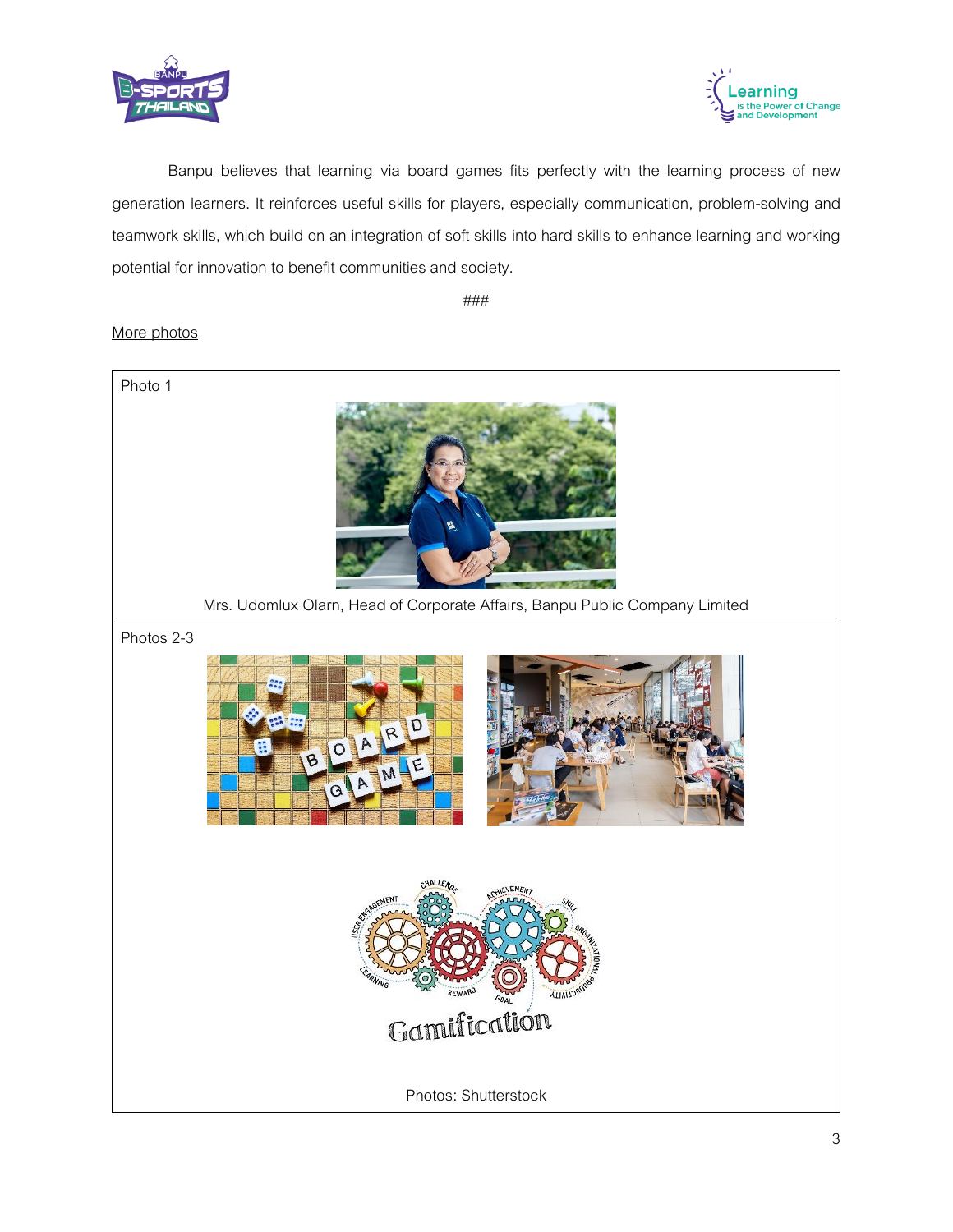Banpu believes that learning via board games fits perfectly with the learning process of new generation learners. It reinforces useful skills for players, especially communication, problem-solving and teamwork skills, which build on an integration of soft skills into hard skills to enhance learning and working potential for innovation to benefit communities and society.

###

More photos

Photo 1

Mrs. Udomlux Olarn, Head of Corporate Affairs, Banpu Public Company Limited

Photos 2-3

Photos: Shutterstock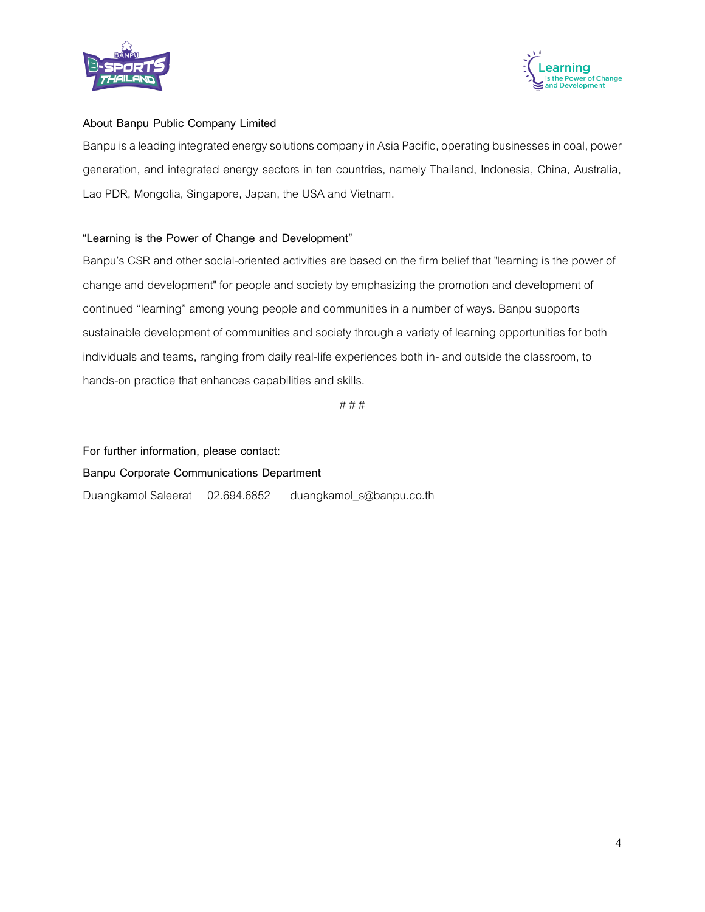**About Banpu Public Company Limited**

Banpu is a leading integrated energy solutions company in Asia Pacific, operating businesses in coal, power generation, and integrated energy sectors in ten countries, namely Thailand, Indonesia, China, Australia, Lao PDR, Mongolia, Singapore, Japan, the USA and Vietnam.

**"Learning is the Power of Change and Development"**

Banpu's CSR and other social-oriented activities are based on the firm belief that "learning is the power of change and development" for people and society by emphasizing the promotion and development of continued "learning" among young people and communities in a number of ways. Banpu supports sustainable development of communities and society through a variety of learning opportunities for both individuals and teams, ranging from daily real-life experiences both in- and outside the classroom, to hands-on practice that enhances capabilities and skills.

# # #

**For further information, please contact:**

**Banpu Corporate Communications Department**

Duangkamol Saleerat 02.694.6852 duangkamol_s@banpu.co.th